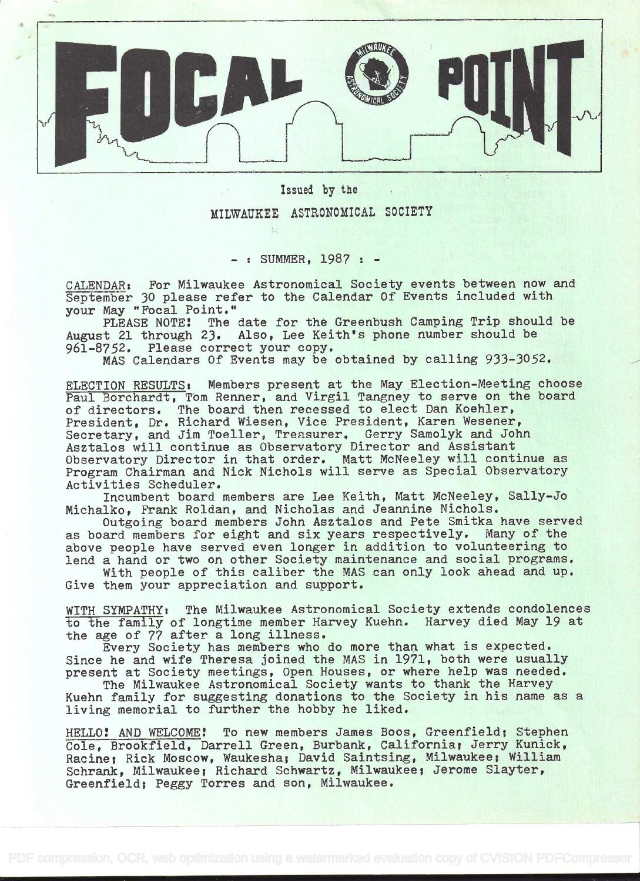# FOCAL POINT

Issued by the

MILWAUKEE ASTRONOMICAL SOCIETY

- : SUMMER, 1987 : -

CALENDAR: For Milwaukee Astronomical Society events between now and September 30 please refer to the Calendar Of Events included with your May "Focal Point."

PLEASE NOTE! The date for the Greenbush Camping Trip should be August 21 through 23. Also, Lee Keith's phone number should be 961-8752. Please correct your copy.

MAS Calendars Of Events may be obtained by calling 933-3052.

ELECTION RESULTS: Members present at the May Election-Meeting choose Paul Borchardt, Tom Renner, and Virgil Tangney to serve on the board of directors. The board then recessed to elect Dan Koehler, President, Dr. Richard Wiesen, Vice President, Karen Wesener, Secretary, and Jim Toeller, Treasurer. Gerry Samolyk and John Asztalos will continue as Observatory Director and Assistant Observatory Director in that order. Matt McNeeley will continue as Program Chairman and Nick Nichols will serve as Special Observatory Activities Scheduler.

Incumbent board members are Lee Keith, Matt McNeeley, Sally-Jo Michalko, Frank Roldan, and Nicholas and Jeannine Nichols.

Outgoing board members John Asztalos and Pete Smitka have served as board members for eight and six years respectively. Many of the above people have served even longer in addition to volunteering to lend a hand or two on other Society maintenance and social programs.

With people of this caliber the MAS can only look ahead and up. Give them your appreciation and support.

WITH SYMPATHY: The Milwaukee Astronomical Society extends condolences to the family of longtime member Harvey Kuehn. Harvey died May 19 at the age of 77 after a long illness.

Every Society has members who do more than what is expected. Since he and wife Theresa joined the MAS in 1971, both were usually present at Society meetings, Open Houses, or where help was needed.

The Milwaukee Astronomical Society wants to thank the Harvey Kuehn family for suggesting donations to the Society in his name as a living memorial to further the hobby he liked.

HELLO! AND WELCOME! To new members James Boos, Greenfield; Stephen Cole, Brookfield, Darrell Green, Burbank, California; Jerry Kunick, Racine; Rick Moscow, Waukesha; David Saintsing, Milwaukee; William Schrank, Milwaukee; Richard Schwartz, Milwaukee; Jerome Slayter, Greenfield; Peggy Torres and son, Milwaukee.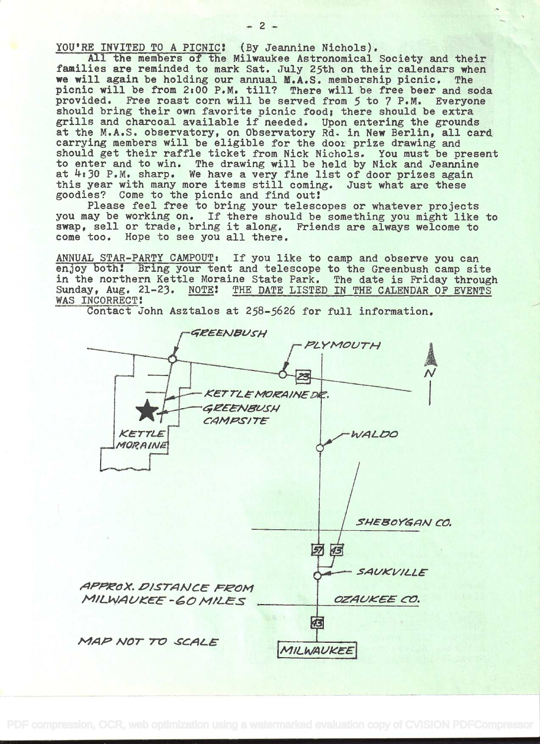**YOU'RE INVITED TO A PICNIC!** (By Jeannine Nichols).

All the members of the Milwaukee Astronomical Society and their families are reminded to mark Sat. July 25th on their calendars when we will again be holding our annual M.A.S. membership picnic. The picnic will be from 2:00 P.M. till? There will be free beer and soda provided. Free roast corn will be served from 5 to 7 P.M. Everyone should bring their own favorite picnic food; there should be extra grills and charcoal available if needed. Upon entering the grounds at the M.A.S. observatory, on Observatory Rd. in New Berlin, all card carrying members will be eligible for the door prize drawing and should get their raffle ticket from Nick Nichols. You must be present to enter and to win. The drawing will be held by Nick and Jeannine at 4:30 P.M. sharp. We have a very fine list of door prizes again this year with many more items still coming. Just what are these goodies? Come to the picnic and find out!

Please feel free to bring your telescopes or whatever projects you may be working on. If there should be something you might like to swap, sell or trade, bring it along. Friends are always welcome to come too. Hope to see you all there.

**ANNUAL STAR-PARTY CAMPOUT:** If you like to camp and observe you can enjoy both! Bring your tent and telescope to the Greenbush camp site in the northern Kettle Moraine State Park. The date is Friday through Sunday, Aug. 21-23. NOTE! THE DATE LISTED IN THE CALENDAR OF EVENTS WAS INCORRECT!

Contact John Asztalos at 258-5626 for full information.

GREENBUSH
PLYMOUTH
23
N
KETTLE MORAINE DR.
GREENBUSH CAMPSITE
KETTLE MORAINE
WALDO
SHEBOYGAN CO.
57 43
SAUKVILLE
APPROX. DISTANCE FROM MILWAUKEE - 60 MILES
OZAUKEE CO.
43
MAP NOT TO SCALE
MILWAUKEE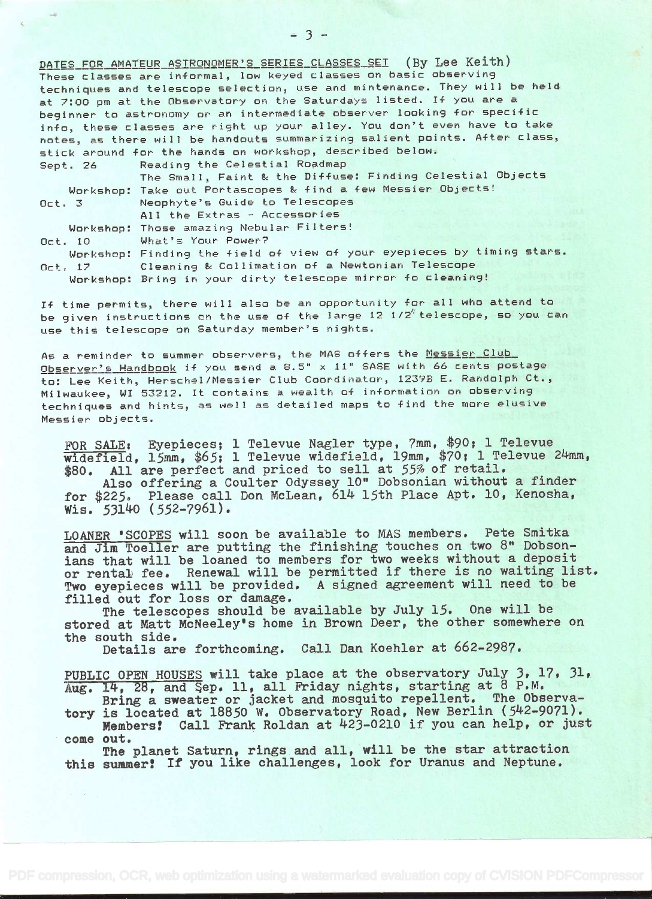## DATES FOR AMATEUR ASTRONOMER'S SERIES CLASSES SET (By Lee Keith)

These classes are informal, low keyed classes on basic observing techniques and telescope selection, use and mintenance. They will be held at 7:00 pm at the Observatory on the Saturdays listed. If you are a beginner to astronomy or an intermediate observer looking for specific info, these classes are right up your alley. You don't even have to take notes, as there will be handouts summarizing salient points. After class, stick around for the hands on workshop, described below.

Sept. 26 — Reading the Celestial Roadmap
The Small, Faint & the Diffuse: Finding Celestial Objects
Workshop: Take out Portascopes & find a few Messier Objects!

Oct. 3 — Neophyte's Guide to Telescopes
All the Extras - Accessories
Workshop: Those amazing Nebular Filters!

Oct. 10 — What's Your Power?
Workshop: Finding the field of view of your eyepieces by timing stars.

Oct. 17 — Cleaning & Collimation of a Newtonian Telescope
Workshop: Bring in your dirty telescope mirror fo cleaning!

If time permits, there will also be an opportunity for all who attend to be given instructions on the use of the large 12 1/2" telescope, so you can use this telescope on Saturday member's nights.

As a reminder to summer observers, the MAS offers the Messier Club Observer's Handbook if you send a 8.5" x 11" SASE with 66 cents postage to: Lee Keith, Herschel/Messier Club Coordinator, 1239B E. Randolph Ct., Milwaukee, WI 53212. It contains a wealth of information on observing techniques and hints, as well as detailed maps to find the more elusive Messier objects.

FOR SALE: Eyepieces; 1 Televue Nagler type, 7mm, $90; 1 Televue widefield, 15mm, $65; 1 Televue widefield, 19mm, $70; 1 Televue 24mm, $80. All are perfect and priced to sell at 55% of retail.

Also offering a Coulter Odyssey 10" Dobsonian without a finder for $225. Please call Don McLean, 614 15th Place Apt. 10, Kenosha, Wis. 53140 (552-7961).

LOANER 'SCOPES will soon be available to MAS members. Pete Smitka and Jim Toeller are putting the finishing touches on two 8" Dobsonians that will be loaned to members for two weeks without a deposit or rental fee. Renewal will be permitted if there is no waiting list. Two eyepieces will be provided. A signed agreement will need to be filled out for loss or damage.

The telescopes should be available by July 15. One will be stored at Matt McNeeley's home in Brown Deer, the other somewhere on the south side.

Details are forthcoming. Call Dan Koehler at 662-2987.

PUBLIC OPEN HOUSES will take place at the observatory July 3, 17, 31, Aug. 14, 28, and Sep. 11, all Friday nights, starting at 8 P.M.

Bring a sweater or jacket and mosquito repellent. The Observatory is located at 18850 W. Observatory Road, New Berlin (542-9071).

Members! Call Frank Roldan at 423-0210 if you can help, or just come out.

The planet Saturn, rings and all, will be the star attraction this summer! If you like challenges, look for Uranus and Neptune.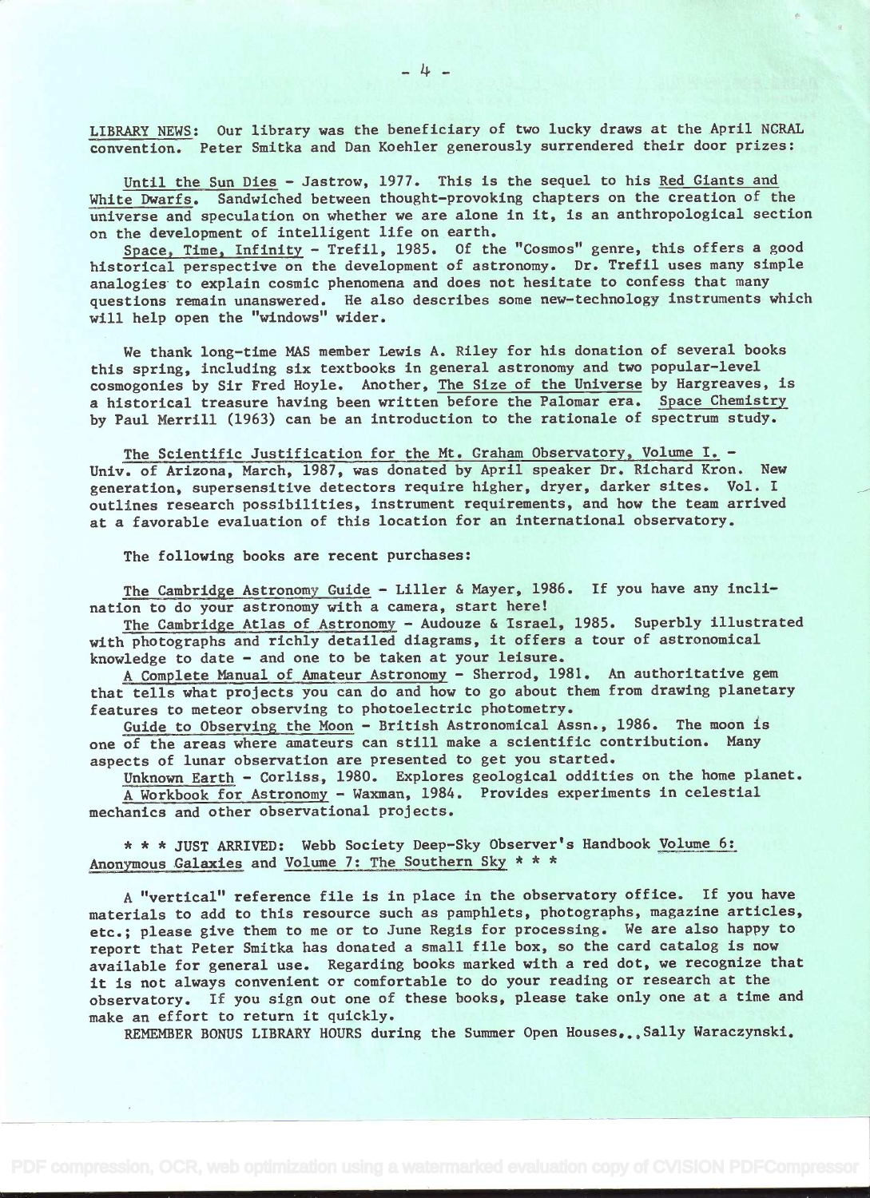LIBRARY NEWS: Our library was the beneficiary of two lucky draws at the April NCRAL convention. Peter Smitka and Dan Koehler generously surrendered their door prizes:

Until the Sun Dies - Jastrow, 1977. This is the sequel to his Red Giants and White Dwarfs. Sandwiched between thought-provoking chapters on the creation of the universe and speculation on whether we are alone in it, is an anthropological section on the development of intelligent life on earth.

Space, Time, Infinity - Trefil, 1985. Of the "Cosmos" genre, this offers a good historical perspective on the development of astronomy. Dr. Trefil uses many simple analogies to explain cosmic phenomena and does not hesitate to confess that many questions remain unanswered. He also describes some new-technology instruments which will help open the "windows" wider.

We thank long-time MAS member Lewis A. Riley for his donation of several books this spring, including six textbooks in general astronomy and two popular-level cosmogonies by Sir Fred Hoyle. Another, The Size of the Universe by Hargreaves, is a historical treasure having been written before the Palomar era. Space Chemistry by Paul Merrill (1963) can be an introduction to the rationale of spectrum study.

The Scientific Justification for the Mt. Graham Observatory, Volume I. - Univ. of Arizona, March, 1987, was donated by April speaker Dr. Richard Kron. New generation, supersensitive detectors require higher, dryer, darker sites. Vol. I outlines research possibilities, instrument requirements, and how the team arrived at a favorable evaluation of this location for an international observatory.

The following books are recent purchases:

The Cambridge Astronomy Guide - Liller & Mayer, 1986. If you have any inclination to do your astronomy with a camera, start here!

The Cambridge Atlas of Astronomy - Audouze & Israel, 1985. Superbly illustrated with photographs and richly detailed diagrams, it offers a tour of astronomical knowledge to date - and one to be taken at your leisure.

A Complete Manual of Amateur Astronomy - Sherrod, 1981. An authoritative gem that tells what projects you can do and how to go about them from drawing planetary features to meteor observing to photoelectric photometry.

Guide to Observing the Moon - British Astronomical Assn., 1986. The moon is one of the areas where amateurs can still make a scientific contribution. Many aspects of lunar observation are presented to get you started.

Unknown Earth - Corliss, 1980. Explores geological oddities on the home planet.

A Workbook for Astronomy - Waxman, 1984. Provides experiments in celestial mechanics and other observational projects.

* * * JUST ARRIVED: Webb Society Deep-Sky Observer's Handbook Volume 6: Anonymous Galaxies and Volume 7: The Southern Sky * * *

A "vertical" reference file is in place in the observatory office. If you have materials to add to this resource such as pamphlets, photographs, magazine articles, etc.; please give them to me or to June Regis for processing. We are also happy to report that Peter Smitka has donated a small file box, so the card catalog is now available for general use. Regarding books marked with a red dot, we recognize that it is not always convenient or comfortable to do your reading or research at the observatory. If you sign out one of these books, please take only one at a time and make an effort to return it quickly.

REMEMBER BONUS LIBRARY HOURS during the Summer Open Houses...Sally Waraczynski.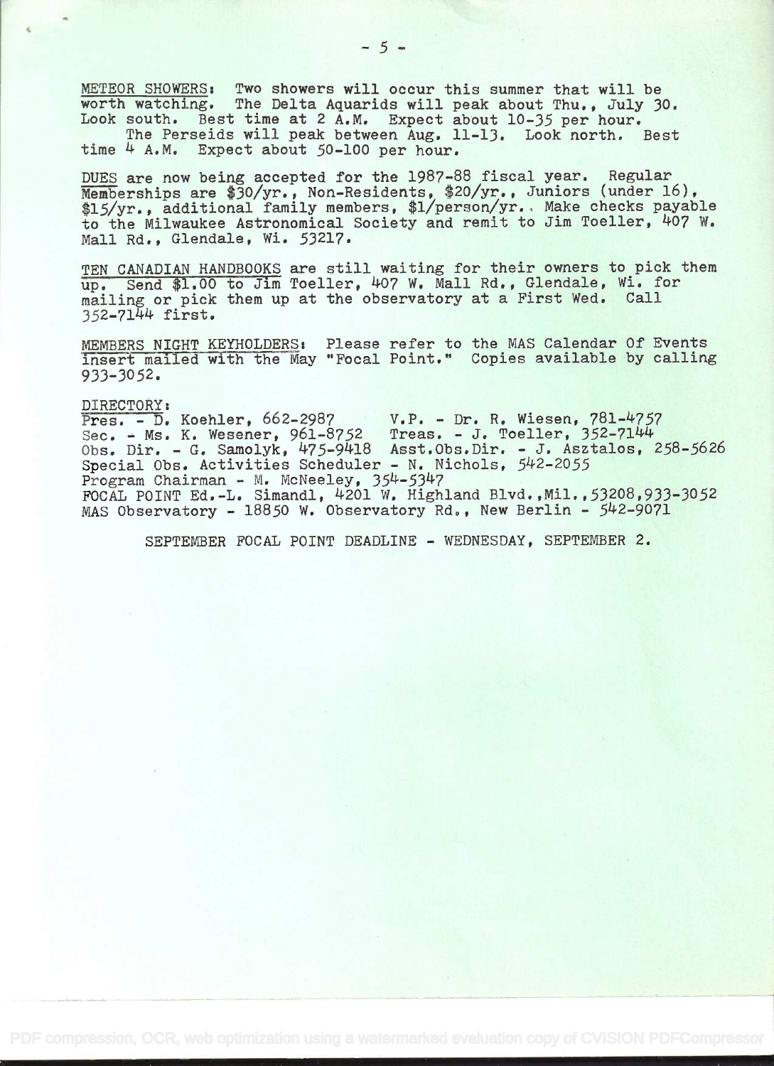METEOR SHOWERS: Two showers will occur this summer that will be worth watching. The Delta Aquarids will peak about Thu., July 30. Look south. Best time at 2 A.M. Expect about 10-35 per hour.

The Perseids will peak between Aug. 11-13. Look north. Best time 4 A.M. Expect about 50-100 per hour.

DUES are now being accepted for the 1987-88 fiscal year. Regular Memberships are $30/yr., Non-Residents, $20/yr., Juniors (under 16), $15/yr., additional family members, $1/person/yr.. Make checks payable to the Milwaukee Astronomical Society and remit to Jim Toeller, 407 W. Mall Rd., Glendale, Wi. 53217.

TEN CANADIAN HANDBOOKS are still waiting for their owners to pick them up. Send $1.00 to Jim Toeller, 407 W. Mall Rd., Glendale, Wi. for mailing or pick them up at the observatory at a First Wed. Call 352-7144 first.

MEMBERS NIGHT KEYHOLDERS: Please refer to the MAS Calendar Of Events insert mailed with the May "Focal Point." Copies available by calling 933-3052.

DIRECTORY:

Pres. - D. Koehler, 662-2987 V.P. - Dr. R. Wiesen, 781-4757
Sec. - Ms. K. Wesener, 961-8752 Treas. - J. Toeller, 352-7144
Obs. Dir. - G. Samolyk, 475-9418 Asst.Obs.Dir. - J. Asztalos, 258-5626
Special Obs. Activities Scheduler - N. Nichols, 542-2055
Program Chairman - M. McNeeley, 354-5347
FOCAL POINT Ed.-L. Simandl, 4201 W. Highland Blvd.,Mil.,53208,933-3052
MAS Observatory - 18850 W. Observatory Rd., New Berlin - 542-9071

SEPTEMBER FOCAL POINT DEADLINE - WEDNESDAY, SEPTEMBER 2.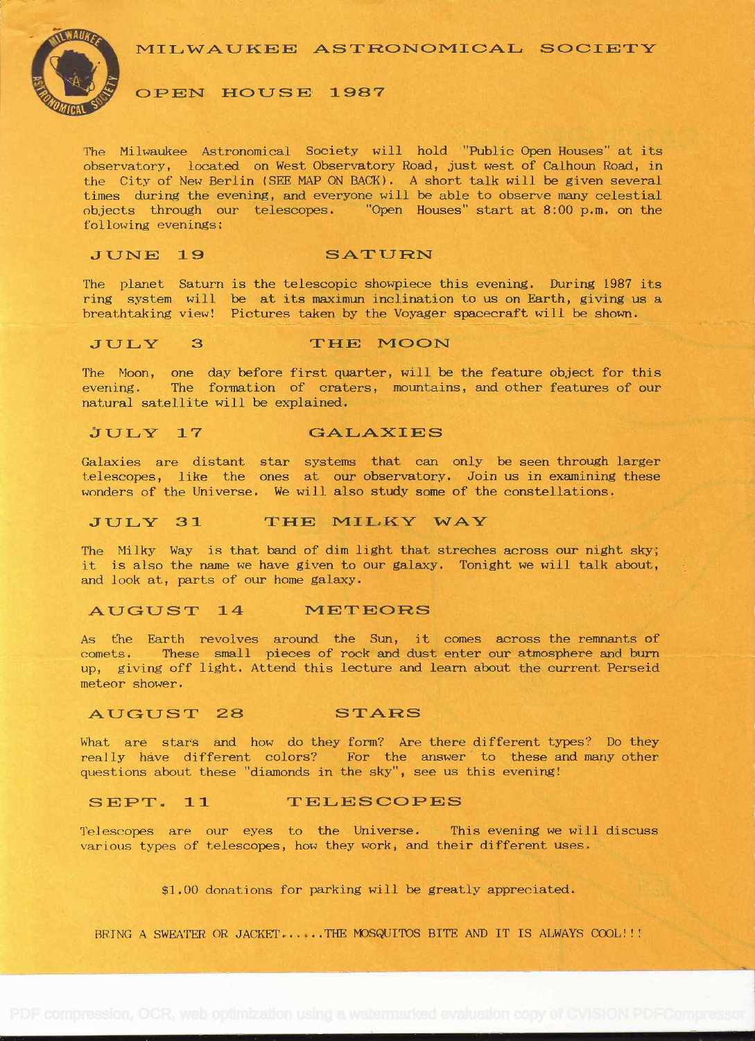# MILWAUKEE ASTRONOMICAL SOCIETY

## OPEN HOUSE 1987

The Milwaukee Astronomical Society will hold "Public Open Houses" at its observatory, located on West Observatory Road, just west of Calhoun Road, in the City of New Berlin (SEE MAP ON BACK). A short talk will be given several times during the evening, and everyone will be able to observe many celestial objects through our telescopes. "Open Houses" start at 8:00 p.m. on the following evenings:

### JUNE 19 — SATURN

The planet Saturn is the telescopic showpiece this evening. During 1987 its ring system will be at its maximun inclination to us on Earth, giving us a breathtaking view! Pictures taken by the Voyager spacecraft will be shown.

### JULY 3 — THE MOON

The Moon, one day before first quarter, will be the feature object for this evening. The formation of craters, mountains, and other features of our natural satellite will be explained.

### JULY 17 — GALAXIES

Galaxies are distant star systems that can only be seen through larger telescopes, like the ones at our observatory. Join us in examining these wonders of the Universe. We will also study some of the constellations.

### JULY 31 — THE MILKY WAY

The Milky Way is that band of dim light that streches across our night sky; it is also the name we have given to our galaxy. Tonight we will talk about, and look at, parts of our home galaxy.

### AUGUST 14 — METEORS

As the Earth revolves around the Sun, it comes across the remnants of comets. These small pieces of rock and dust enter our atmosphere and burn up, giving off light. Attend this lecture and learn about the current Perseid meteor shower.

### AUGUST 28 — STARS

What are stars and how do they form? Are there different types? Do they really have different colors? For the answer to these and many other questions about these "diamonds in the sky", see us this evening!

### SEPT. 11 — TELESCOPES

Telescopes are our eyes to the Universe. This evening we will discuss various types of telescopes, how they work, and their different uses.

$1.00 donations for parking will be greatly appreciated.

BRING A SWEATER OR JACKET......THE MOSQUITOS BITE AND IT IS ALWAYS COOL!!!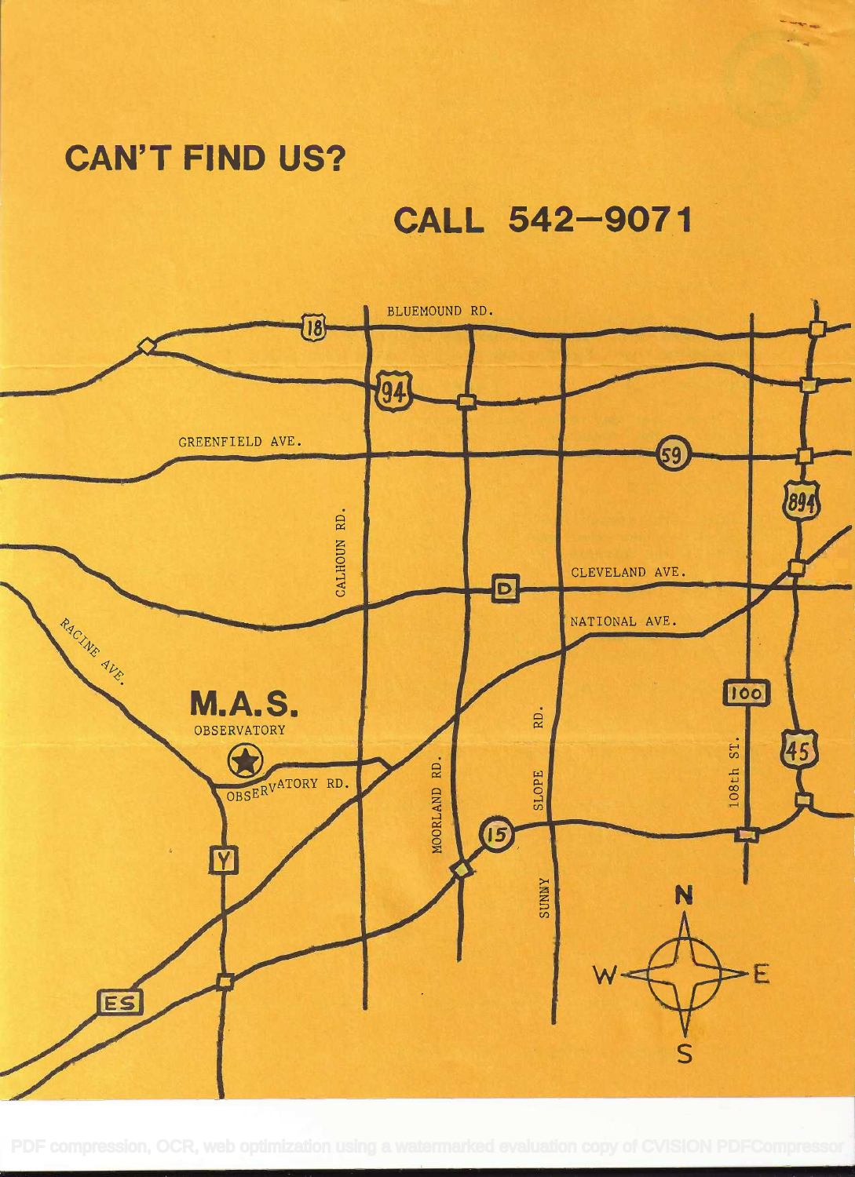# CAN'T FIND US?

## CALL 542–9071

BLUEMOUND RD.

18

94

GREENFIELD AVE.

59

894

CALHOUN RD.

D

CLEVELAND AVE.

NATIONAL AVE.

RACINE AVE.

M.A.S.

OBSERVATORY

OBSERVATORY RD.

100

45

108th ST.

SUNNY SLOPE RD.

MOORLAND RD.

15

Y

ES

N

W

E

S